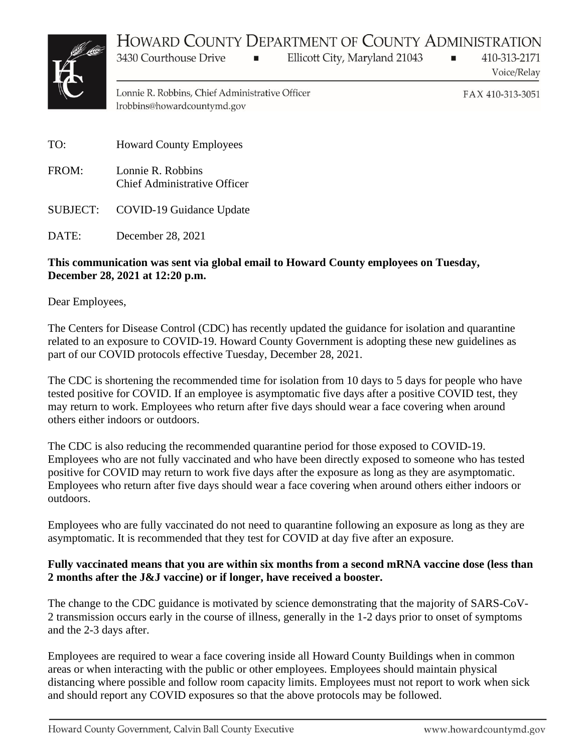# HOWARD COUNTY DEPARTMENT OF COUNTY ADMINISTRATION

3430 Courthouse Drive ▪ Ellicott City, Maryland 21043 ▪ 410-313-2171 Voice/Relay

Lonnie R. Robbins, Chief Administrative Officer
lrobbins@howardcountymd.gov

FAX 410-313-3051

TO: Howard County Employees

FROM: Lonnie R. Robbins
Chief Administrative Officer

SUBJECT: COVID-19 Guidance Update

DATE: December 28, 2021

**This communication was sent via global email to Howard County employees on Tuesday, December 28, 2021 at 12:20 p.m.**

Dear Employees,

The Centers for Disease Control (CDC) has recently updated the guidance for isolation and quarantine related to an exposure to COVID-19. Howard County Government is adopting these new guidelines as part of our COVID protocols effective Tuesday, December 28, 2021.

The CDC is shortening the recommended time for isolation from 10 days to 5 days for people who have tested positive for COVID. If an employee is asymptomatic five days after a positive COVID test, they may return to work. Employees who return after five days should wear a face covering when around others either indoors or outdoors.

The CDC is also reducing the recommended quarantine period for those exposed to COVID-19. Employees who are not fully vaccinated and who have been directly exposed to someone who has tested positive for COVID may return to work five days after the exposure as long as they are asymptomatic. Employees who return after five days should wear a face covering when around others either indoors or outdoors.

Employees who are fully vaccinated do not need to quarantine following an exposure as long as they are asymptomatic. It is recommended that they test for COVID at day five after an exposure.

**Fully vaccinated means that you are within six months from a second mRNA vaccine dose (less than 2 months after the J&J vaccine) or if longer, have received a booster.**

The change to the CDC guidance is motivated by science demonstrating that the majority of SARS-CoV-2 transmission occurs early in the course of illness, generally in the 1-2 days prior to onset of symptoms and the 2-3 days after.

Employees are required to wear a face covering inside all Howard County Buildings when in common areas or when interacting with the public or other employees. Employees should maintain physical distancing where possible and follow room capacity limits. Employees must not report to work when sick and should report any COVID exposures so that the above protocols may be followed.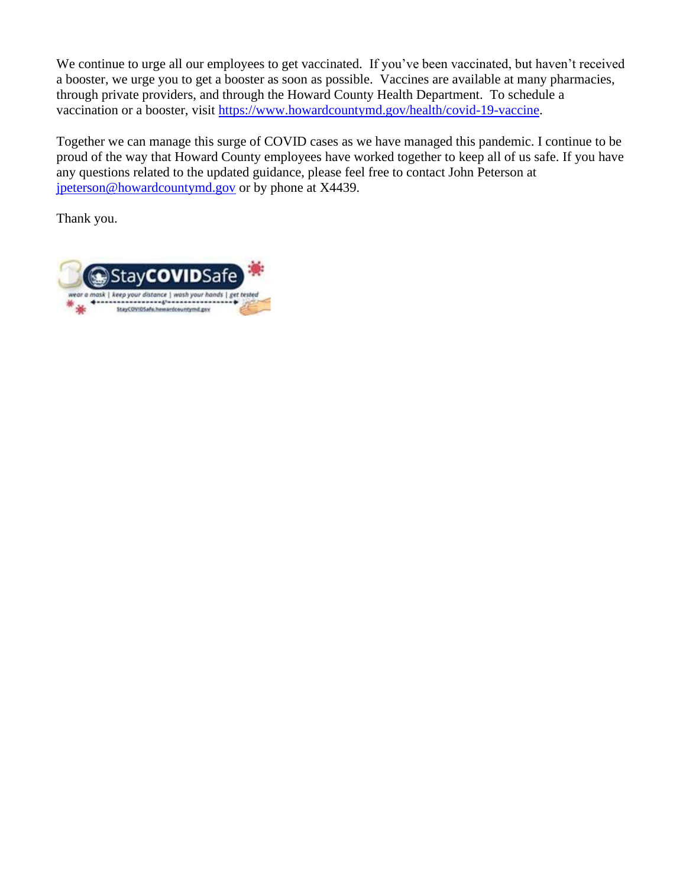We continue to urge all our employees to get vaccinated.  If you've been vaccinated, but haven't received a booster, we urge you to get a booster as soon as possible.  Vaccines are available at many pharmacies, through private providers, and through the Howard County Health Department.  To schedule a vaccination or a booster, visit https://www.howardcountymd.gov/health/covid-19-vaccine.

Together we can manage this surge of COVID cases as we have managed this pandemic. I continue to be proud of the way that Howard County employees have worked together to keep all of us safe. If you have any questions related to the updated guidance, please feel free to contact John Peterson at jpeterson@howardcountymd.gov or by phone at X4439.

Thank you.